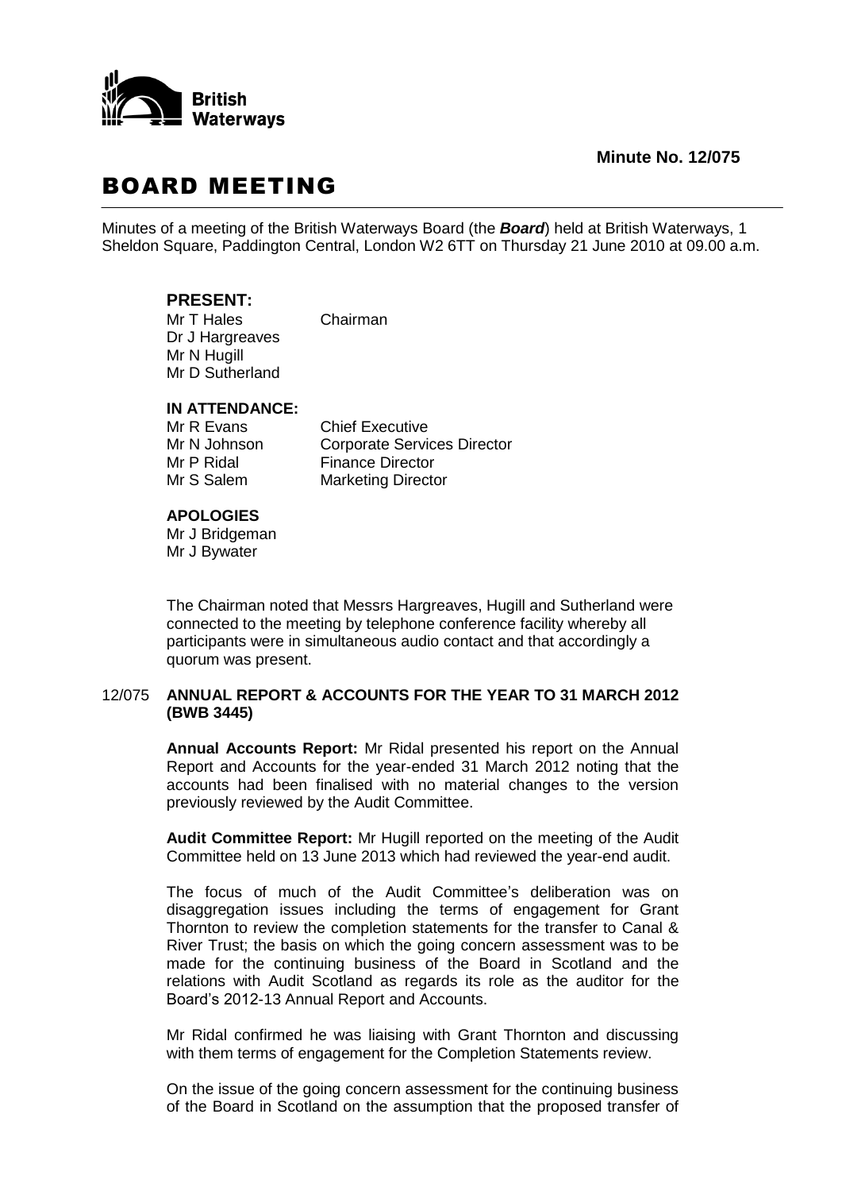**Minute No. 12/075**

# BOARD MEETING

Minutes of a meeting of the British Waterways Board (the ***Board***) held at British Waterways, 1 Sheldon Square, Paddington Central, London W2 6TT on Thursday 21 June 2010 at 09.00 a.m.

## PRESENT:

Mr T Hales Chairman
Dr J Hargreaves
Mr N Hugill
Mr D Sutherland

### IN ATTENDANCE:

| | |
|---|---|
| Mr R Evans | Chief Executive |
| Mr N Johnson | Corporate Services Director |
| Mr P Ridal | Finance Director |
| Mr S Salem | Marketing Director |

### APOLOGIES

Mr J Bridgeman
Mr J Bywater

The Chairman noted that Messrs Hargreaves, Hugill and Sutherland were connected to the meeting by telephone conference facility whereby all participants were in simultaneous audio contact and that accordingly a quorum was present.

12/075 **ANNUAL REPORT & ACCOUNTS FOR THE YEAR TO 31 MARCH 2012 (BWB 3445)**

**Annual Accounts Report:** Mr Ridal presented his report on the Annual Report and Accounts for the year-ended 31 March 2012 noting that the accounts had been finalised with no material changes to the version previously reviewed by the Audit Committee.

**Audit Committee Report:** Mr Hugill reported on the meeting of the Audit Committee held on 13 June 2013 which had reviewed the year-end audit.

The focus of much of the Audit Committee's deliberation was on disaggregation issues including the terms of engagement for Grant Thornton to review the completion statements for the transfer to Canal & River Trust; the basis on which the going concern assessment was to be made for the continuing business of the Board in Scotland and the relations with Audit Scotland as regards its role as the auditor for the Board's 2012-13 Annual Report and Accounts.

Mr Ridal confirmed he was liaising with Grant Thornton and discussing with them terms of engagement for the Completion Statements review.

On the issue of the going concern assessment for the continuing business of the Board in Scotland on the assumption that the proposed transfer of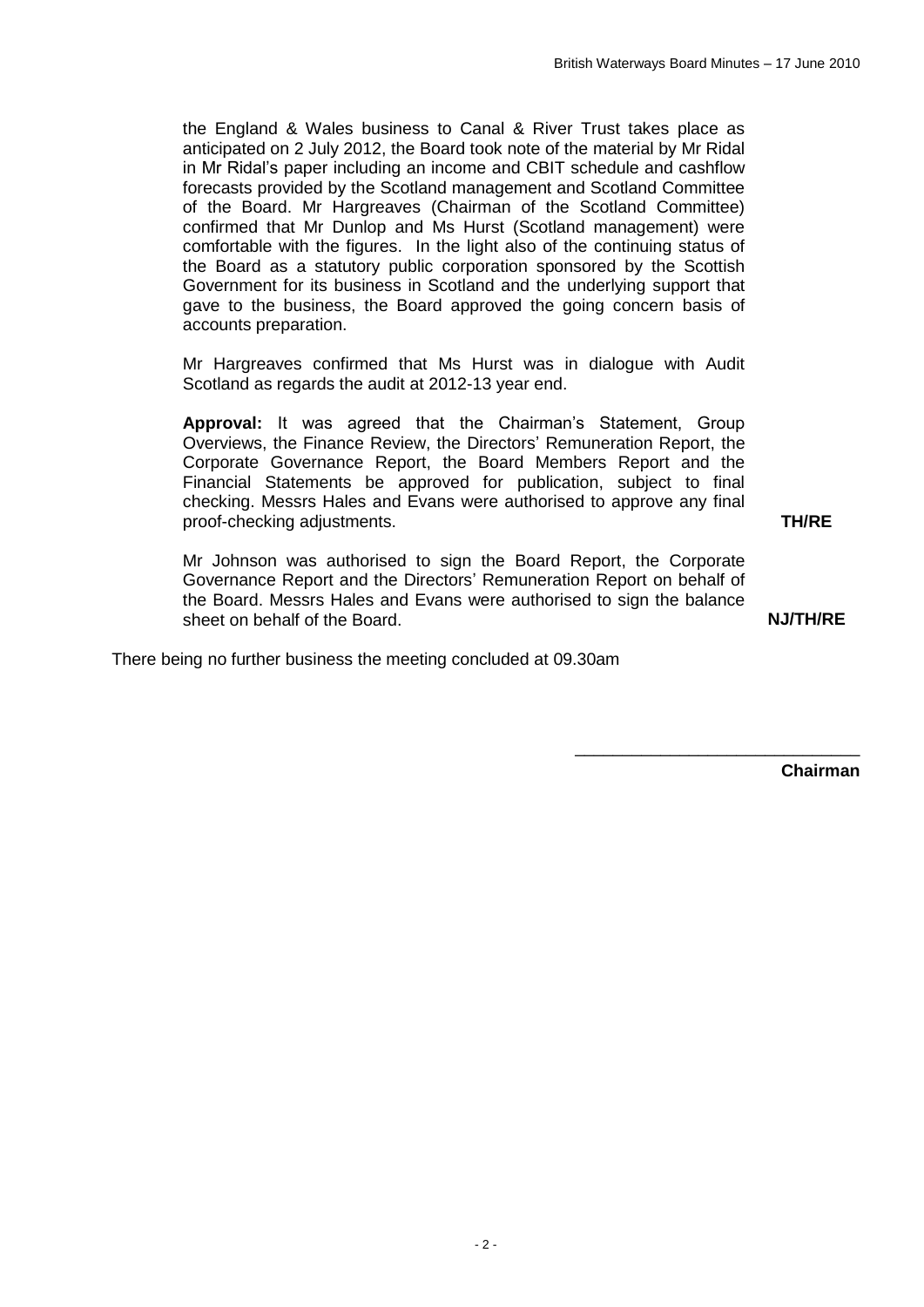the England & Wales business to Canal & River Trust takes place as anticipated on 2 July 2012, the Board took note of the material by Mr Ridal in Mr Ridal's paper including an income and CBIT schedule and cashflow forecasts provided by the Scotland management and Scotland Committee of the Board. Mr Hargreaves (Chairman of the Scotland Committee) confirmed that Mr Dunlop and Ms Hurst (Scotland management) were comfortable with the figures. In the light also of the continuing status of the Board as a statutory public corporation sponsored by the Scottish Government for its business in Scotland and the underlying support that gave to the business, the Board approved the going concern basis of accounts preparation.

Mr Hargreaves confirmed that Ms Hurst was in dialogue with Audit Scotland as regards the audit at 2012-13 year end.

**Approval:** It was agreed that the Chairman's Statement, Group Overviews, the Finance Review, the Directors' Remuneration Report, the Corporate Governance Report, the Board Members Report and the Financial Statements be approved for publication, subject to final checking. Messrs Hales and Evans were authorised to approve any final proof-checking adjustments. **TH/RE**

Mr Johnson was authorised to sign the Board Report, the Corporate Governance Report and the Directors' Remuneration Report on behalf of the Board. Messrs Hales and Evans were authorised to sign the balance sheet on behalf of the Board. **NJ/TH/RE**

There being no further business the meeting concluded at 09.30am

\_\_\_\_\_\_\_\_\_\_\_\_\_\_\_\_\_\_\_\_\_\_\_\_\_\_\_\_\_\_

**Chairman**